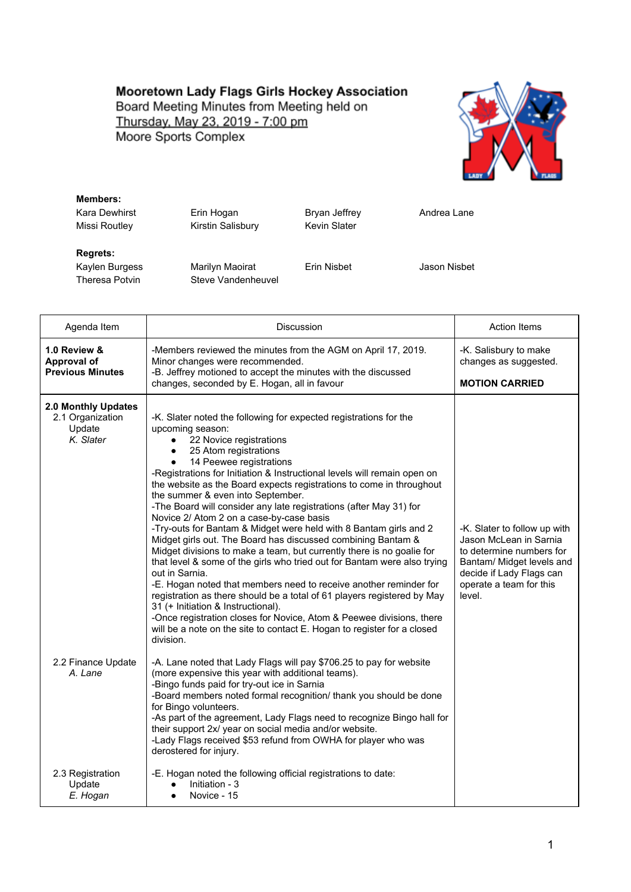# Mooretown Lady Flags Girls Hockey Association

Board Meeting Minutes from Meeting held on
Thursday, May 23, 2019 - 7:00 pm
Moore Sports Complex

**Members:**

| | | | |
|---|---|---|---|
| Kara Dewhirst | Erin Hogan | Bryan Jeffrey | Andrea Lane |
| Missi Routley | Kirstin Salisbury | Kevin Slater | |

**Regrets:**

| | | | |
|---|---|---|---|
| Kaylen Burgess | Marilyn Maoirat | Erin Nisbet | Jason Nisbet |
| Theresa Potvin | Steve Vandenheuvel | | |

| Agenda Item | Discussion | Action Items |
|---|---|---|
| **1.0 Review & Approval of Previous Minutes** | -Members reviewed the minutes from the AGM on April 17, 2019. Minor changes were recommended.<br>-B. Jeffrey motioned to accept the minutes with the discussed changes, seconded by E. Hogan, all in favour | -K. Salisbury to make changes as suggested.<br><br>**MOTION CARRIED** |
| **2.0 Monthly Updates**<br>2.1 Organization Update<br>*K. Slater* | -K. Slater noted the following for expected registrations for the upcoming season:<br>• 22 Novice registrations<br>• 25 Atom registrations<br>• 14 Peewee registrations<br>-Registrations for Initiation & Instructional levels will remain open on the website as the Board expects registrations to come in throughout the summer & even into September.<br>-The Board will consider any late registrations (after May 31) for Novice 2/ Atom 2 on a case-by-case basis<br>-Try-outs for Bantam & Midget were held with 8 Bantam girls and 2 Midget girls out. The Board has discussed combining Bantam & Midget divisions to make a team, but currently there is no goalie for that level & some of the girls who tried out for Bantam were also trying out in Sarnia.<br>-E. Hogan noted that members need to receive another reminder for registration as there should be a total of 61 players registered by May 31 (+ Initiation & Instructional).<br>-Once registration closes for Novice, Atom & Peewee divisions, there will be a note on the site to contact E. Hogan to register for a closed division. | -K. Slater to follow up with Jason McLean in Sarnia to determine numbers for Bantam/ Midget levels and decide if Lady Flags can operate a team for this level. |
| 2.2 Finance Update<br>*A. Lane* | -A. Lane noted that Lady Flags will pay $706.25 to pay for website (more expensive this year with additional teams).<br>-Bingo funds paid for try-out ice in Sarnia<br>-Board members noted formal recognition/ thank you should be done for Bingo volunteers.<br>-As part of the agreement, Lady Flags need to recognize Bingo hall for their support 2x/ year on social media and/or website.<br>-Lady Flags received $53 refund from OWHA for player who was derostered for injury. | |
| 2.3 Registration Update<br>*E. Hogan* | -E. Hogan noted the following official registrations to date:<br>• Initiation - 3<br>• Novice - 15 | |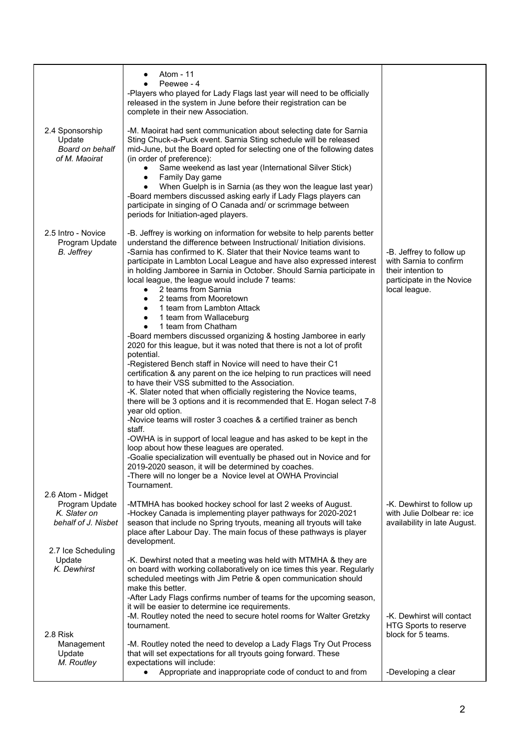| | | |
|---|---|---|
| | <ul><li>Atom - 11</li><li>Peewee - 4</li></ul>-Players who played for Lady Flags last year will need to be officially released in the system in June before their registration can be complete in their new Association. | |
| 2.4 Sponsorship Update<br>*Board on behalf of M. Maoirat* | -M. Maoirat had sent communication about selecting date for Sarnia Sting Chuck-a-Puck event. Sarnia Sting schedule will be released mid-June, but the Board opted for selecting one of the following dates (in order of preference):<ul><li>Same weekend as last year (International Silver Stick)</li><li>Family Day game</li><li>When Guelph is in Sarnia (as they won the league last year)</li></ul>-Board members discussed asking early if Lady Flags players can participate in singing of O Canada and/ or scrimmage between periods for Initiation-aged players. | |
| 2.5 Intro - Novice Program Update<br>*B. Jeffrey* | -B. Jeffrey is working on information for website to help parents better understand the difference between Instructional/ Initiation divisions.<br>-Sarnia has confirmed to K. Slater that their Novice teams want to participate in Lambton Local League and have also expressed interest in holding Jamboree in Sarnia in October. Should Sarnia participate in local league, the league would include 7 teams:<ul><li>2 teams from Sarnia</li><li>2 teams from Mooretown</li><li>1 team from Lambton Attack</li><li>1 team from Wallaceburg</li><li>1 team from Chatham</li></ul>-Board members discussed organizing & hosting Jamboree in early 2020 for this league, but it was noted that there is not a lot of profit potential.<br>-Registered Bench staff in Novice will need to have their C1 certification & any parent on the ice helping to run practices will need to have their VSS submitted to the Association.<br>-K. Slater noted that when officially registering the Novice teams, there will be 3 options and it is recommended that E. Hogan select 7-8 year old option.<br>-Novice teams will roster 3 coaches & a certified trainer as bench staff.<br>-OWHA is in support of local league and has asked to be kept in the loop about how these leagues are operated.<br>-Goalie specialization will eventually be phased out in Novice and for 2019-2020 season, it will be determined by coaches.<br>-There will no longer be a Novice level at OWHA Provincial Tournament. | -B. Jeffrey to follow up with Sarnia to confirm their intention to participate in the Novice local league. |
| 2.6 Atom - Midget Program Update<br>*K. Slater on behalf of J. Nisbet* | -MTMHA has booked hockey school for last 2 weeks of August.<br>-Hockey Canada is implementing player pathways for 2020-2021 season that include no Spring tryouts, meaning all tryouts will take place after Labour Day. The main focus of these pathways is player development. | -K. Dewhirst to follow up with Julie Dolbear re: ice availability in late August. |
| 2.7 Ice Scheduling Update<br>*K. Dewhirst* | -K. Dewhirst noted that a meeting was held with MTMHA & they are on board with working collaboratively on ice times this year. Regularly scheduled meetings with Jim Petrie & open communication should make this better.<br>-After Lady Flags confirms number of teams for the upcoming season, it will be easier to determine ice requirements.<br>-M. Routley noted the need to secure hotel rooms for Walter Gretzky tournament. | -K. Dewhirst will contact HTG Sports to reserve block for 5 teams. |
| 2.8 Risk Management Update<br>*M. Routley* | -M. Routley noted the need to develop a Lady Flags Try Out Process that will set expectations for all tryouts going forward. These expectations will include:<ul><li>Appropriate and inappropriate code of conduct to and from</li></ul> | -Developing a clear |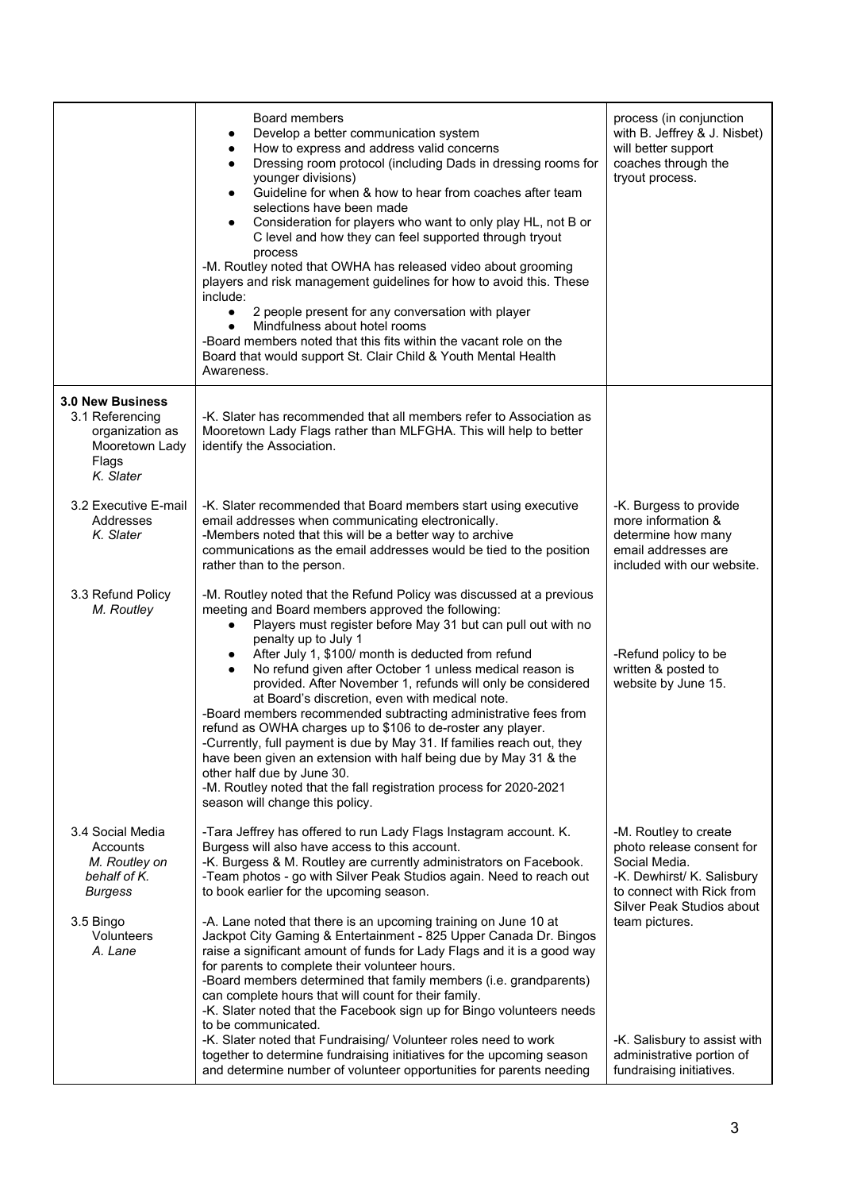| | | |
|---|---|---|
| | Board members<br>• Develop a better communication system<br>• How to express and address valid concerns<br>• Dressing room protocol (including Dads in dressing rooms for younger divisions)<br>• Guideline for when & how to hear from coaches after team selections have been made<br>• Consideration for players who want to only play HL, not B or C level and how they can feel supported through tryout process<br>-M. Routley noted that OWHA has released video about grooming players and risk management guidelines for how to avoid this. These include:<br>• 2 people present for any conversation with player<br>• Mindfulness about hotel rooms<br>-Board members noted that this fits within the vacant role on the Board that would support St. Clair Child & Youth Mental Health Awareness. | process (in conjunction with B. Jeffrey & J. Nisbet) will better support coaches through the tryout process. |
| **3.0 New Business**<br>3.1 Referencing organization as Mooretown Lady Flags<br>*K. Slater* | -K. Slater has recommended that all members refer to Association as Mooretown Lady Flags rather than MLFGHA. This will help to better identify the Association. | |
| 3.2 Executive E-mail Addresses<br>*K. Slater* | -K. Slater recommended that Board members start using executive email addresses when communicating electronically.<br>-Members noted that this will be a better way to archive communications as the email addresses would be tied to the position rather than to the person. | -K. Burgess to provide more information & determine how many email addresses are included with our website. |
| 3.3 Refund Policy<br>*M. Routley* | -M. Routley noted that the Refund Policy was discussed at a previous meeting and Board members approved the following:<br>• Players must register before May 31 but can pull out with no penalty up to July 1<br>• After July 1, $100/ month is deducted from refund<br>• No refund given after October 1 unless medical reason is provided. After November 1, refunds will only be considered at Board's discretion, even with medical note.<br>-Board members recommended subtracting administrative fees from refund as OWHA charges up to $106 to de-roster any player.<br>-Currently, full payment is due by May 31. If families reach out, they have been given an extension with half being due by May 31 & the other half due by June 30.<br>-M. Routley noted that the fall registration process for 2020-2021 season will change this policy. | -Refund policy to be written & posted to website by June 15. |
| 3.4 Social Media Accounts<br>*M. Routley on behalf of K. Burgess* | -Tara Jeffrey has offered to run Lady Flags Instagram account. K. Burgess will also have access to this account.<br>-K. Burgess & M. Routley are currently administrators on Facebook.<br>-Team photos - go with Silver Peak Studios again. Need to reach out to book earlier for the upcoming season. | -M. Routley to create photo release consent for Social Media.<br>-K. Dewhirst/ K. Salisbury to connect with Rick from Silver Peak Studios about team pictures. |
| 3.5 Bingo Volunteers<br>*A. Lane* | -A. Lane noted that there is an upcoming training on June 10 at Jackpot City Gaming & Entertainment - 825 Upper Canada Dr. Bingos raise a significant amount of funds for Lady Flags and it is a good way for parents to complete their volunteer hours.<br>-Board members determined that family members (i.e. grandparents) can complete hours that will count for their family.<br>-K. Slater noted that the Facebook sign up for Bingo volunteers needs to be communicated.<br>-K. Slater noted that Fundraising/ Volunteer roles need to work together to determine fundraising initiatives for the upcoming season and determine number of volunteer opportunities for parents needing | -K. Salisbury to assist with administrative portion of fundraising initiatives. |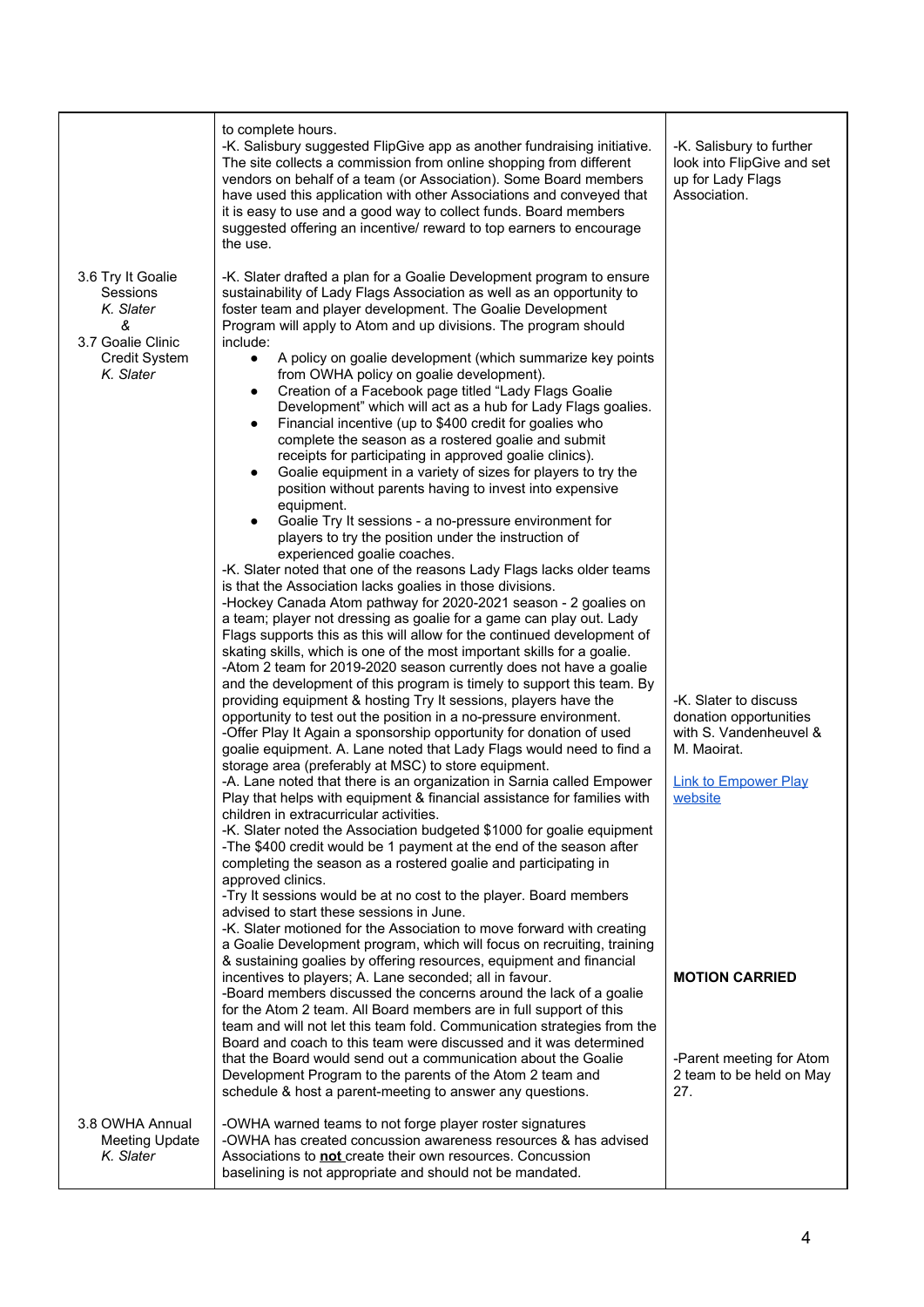| | | |
|---|---|---|
| | to complete hours.<br>-K. Salisbury suggested FlipGive app as another fundraising initiative. The site collects a commission from online shopping from different vendors on behalf of a team (or Association). Some Board members have used this application with other Associations and conveyed that it is easy to use and a good way to collect funds. Board members suggested offering an incentive/ reward to top earners to encourage the use. | -K. Salisbury to further look into FlipGive and set up for Lady Flags Association. |
| 3.6 Try It Goalie Sessions<br>*K. Slater*<br>*&*<br>3.7 Goalie Clinic Credit System<br>*K. Slater* | -K. Slater drafted a plan for a Goalie Development program to ensure sustainability of Lady Flags Association as well as an opportunity to foster team and player development. The Goalie Development Program will apply to Atom and up divisions. The program should include:<br>• A policy on goalie development (which summarize key points from OWHA policy on goalie development).<br>• Creation of a Facebook page titled "Lady Flags Goalie Development" which will act as a hub for Lady Flags goalies.<br>• Financial incentive (up to $400 credit for goalies who complete the season as a rostered goalie and submit receipts for participating in approved goalie clinics).<br>• Goalie equipment in a variety of sizes for players to try the position without parents having to invest into expensive equipment.<br>• Goalie Try It sessions - a no-pressure environment for players to try the position under the instruction of experienced goalie coaches.<br>-K. Slater noted that one of the reasons Lady Flags lacks older teams is that the Association lacks goalies in those divisions.<br>-Hockey Canada Atom pathway for 2020-2021 season - 2 goalies on a team; player not dressing as goalie for a game can play out. Lady Flags supports this as this will allow for the continued development of skating skills, which is one of the most important skills for a goalie.<br>-Atom 2 team for 2019-2020 season currently does not have a goalie and the development of this program is timely to support this team. By providing equipment & hosting Try It sessions, players have the opportunity to test out the position in a no-pressure environment.<br>-Offer Play It Again a sponsorship opportunity for donation of used goalie equipment. A. Lane noted that Lady Flags would need to find a storage area (preferably at MSC) to store equipment.<br>-A. Lane noted that there is an organization in Sarnia called Empower Play that helps with equipment & financial assistance for families with children in extracurricular activities.<br>-K. Slater noted the Association budgeted $1000 for goalie equipment<br>-The $400 credit would be 1 payment at the end of the season after completing the season as a rostered goalie and participating in approved clinics.<br>-Try It sessions would be at no cost to the player. Board members advised to start these sessions in June.<br>-K. Slater motioned for the Association to move forward with creating a Goalie Development program, which will focus on recruiting, training & sustaining goalies by offering resources, equipment and financial incentives to players; A. Lane seconded; all in favour.<br>-Board members discussed the concerns around the lack of a goalie for the Atom 2 team. All Board members are in full support of this team and will not let this team fold. Communication strategies from the Board and coach to this team were discussed and it was determined that the Board would send out a communication about the Goalie Development Program to the parents of the Atom 2 team and schedule & host a parent-meeting to answer any questions. | -K. Slater to discuss donation opportunities with S. Vandenheuvel & M. Maoirat.<br><br>Link to Empower Play website<br><br>**MOTION CARRIED**<br><br>-Parent meeting for Atom 2 team to be held on May 27. |
| 3.8 OWHA Annual Meeting Update<br>*K. Slater* | -OWHA warned teams to not forge player roster signatures<br>-OWHA has created concussion awareness resources & has advised Associations to **not** create their own resources. Concussion baselining is not appropriate and should not be mandated. | |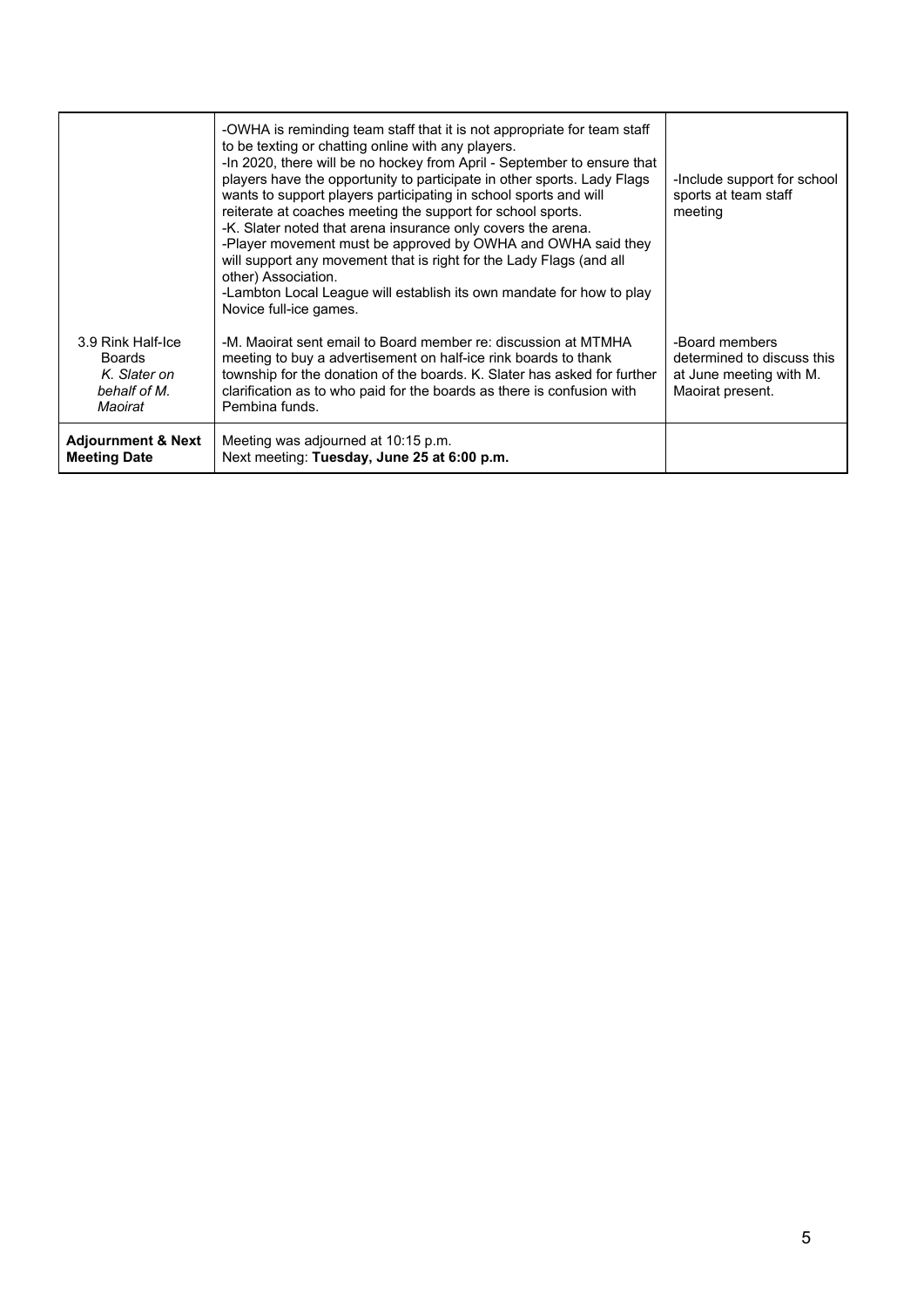| | | |
|---|---|---|
| | -OWHA is reminding team staff that it is not appropriate for team staff to be texting or chatting online with any players.<br>-In 2020, there will be no hockey from April - September to ensure that players have the opportunity to participate in other sports. Lady Flags wants to support players participating in school sports and will reiterate at coaches meeting the support for school sports.<br>-K. Slater noted that arena insurance only covers the arena.<br>-Player movement must be approved by OWHA and OWHA said they will support any movement that is right for the Lady Flags (and all other) Association.<br>-Lambton Local League will establish its own mandate for how to play Novice full-ice games. | -Include support for school sports at team staff meeting |
| 3.9 Rink Half-Ice Boards<br>*K. Slater on behalf of M. Maoirat* | -M. Maoirat sent email to Board member re: discussion at MTMHA meeting to buy a advertisement on half-ice rink boards to thank township for the donation of the boards. K. Slater has asked for further clarification as to who paid for the boards as there is confusion with Pembina funds. | -Board members determined to discuss this at June meeting with M. Maoirat present. |
| **Adjournment & Next Meeting Date** | Meeting was adjourned at 10:15 p.m.<br>Next meeting: **Tuesday, June 25 at 6:00 p.m.** | |